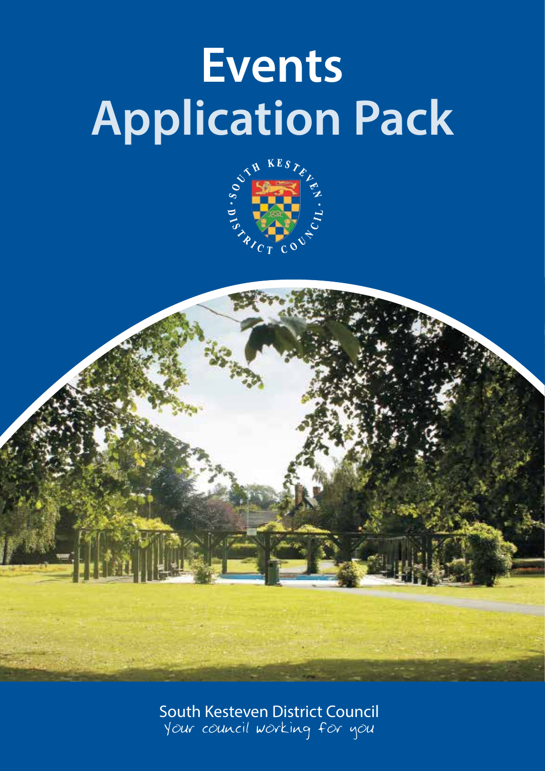# Events Application Pack

South Kesteven District Council

Your council working for you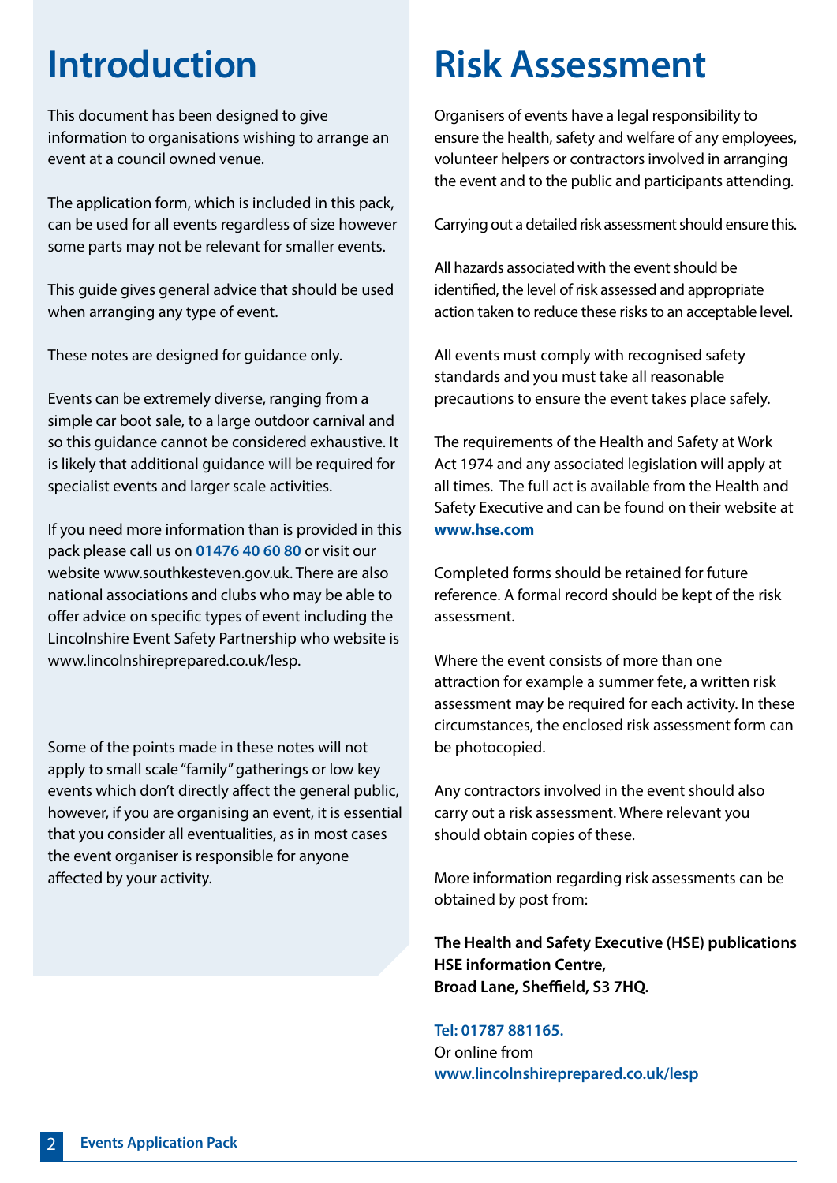# Introduction

This document has been designed to give information to organisations wishing to arrange an event at a council owned venue.

The application form, which is included in this pack, can be used for all events regardless of size however some parts may not be relevant for smaller events.

This guide gives general advice that should be used when arranging any type of event.

These notes are designed for guidance only.

Events can be extremely diverse, ranging from a simple car boot sale, to a large outdoor carnival and so this guidance cannot be considered exhaustive. It is likely that additional guidance will be required for specialist events and larger scale activities.

If you need more information than is provided in this pack please call us on **01476 40 60 80** or visit our website www.southkesteven.gov.uk. There are also national associations and clubs who may be able to offer advice on specific types of event including the Lincolnshire Event Safety Partnership who website is www.lincolnshireprepared.co.uk/lesp.

Some of the points made in these notes will not apply to small scale "family" gatherings or low key events which don't directly affect the general public, however, if you are organising an event, it is essential that you consider all eventualities, as in most cases the event organiser is responsible for anyone affected by your activity.

# Risk Assessment

Organisers of events have a legal responsibility to ensure the health, safety and welfare of any employees, volunteer helpers or contractors involved in arranging the event and to the public and participants attending.

Carrying out a detailed risk assessment should ensure this.

All hazards associated with the event should be identified, the level of risk assessed and appropriate action taken to reduce these risks to an acceptable level.

All events must comply with recognised safety standards and you must take all reasonable precautions to ensure the event takes place safely.

The requirements of the Health and Safety at Work Act 1974 and any associated legislation will apply at all times. The full act is available from the Health and Safety Executive and can be found on their website at **www.hse.com**

Completed forms should be retained for future reference. A formal record should be kept of the risk assessment.

Where the event consists of more than one attraction for example a summer fete, a written risk assessment may be required for each activity. In these circumstances, the enclosed risk assessment form can be photocopied.

Any contractors involved in the event should also carry out a risk assessment. Where relevant you should obtain copies of these.

More information regarding risk assessments can be obtained by post from:

**The Health and Safety Executive (HSE) publications**
**HSE information Centre,**
**Broad Lane, Sheffield, S3 7HQ.**

**Tel: 01787 881165.**
Or online from
**www.lincolnshireprepared.co.uk/lesp**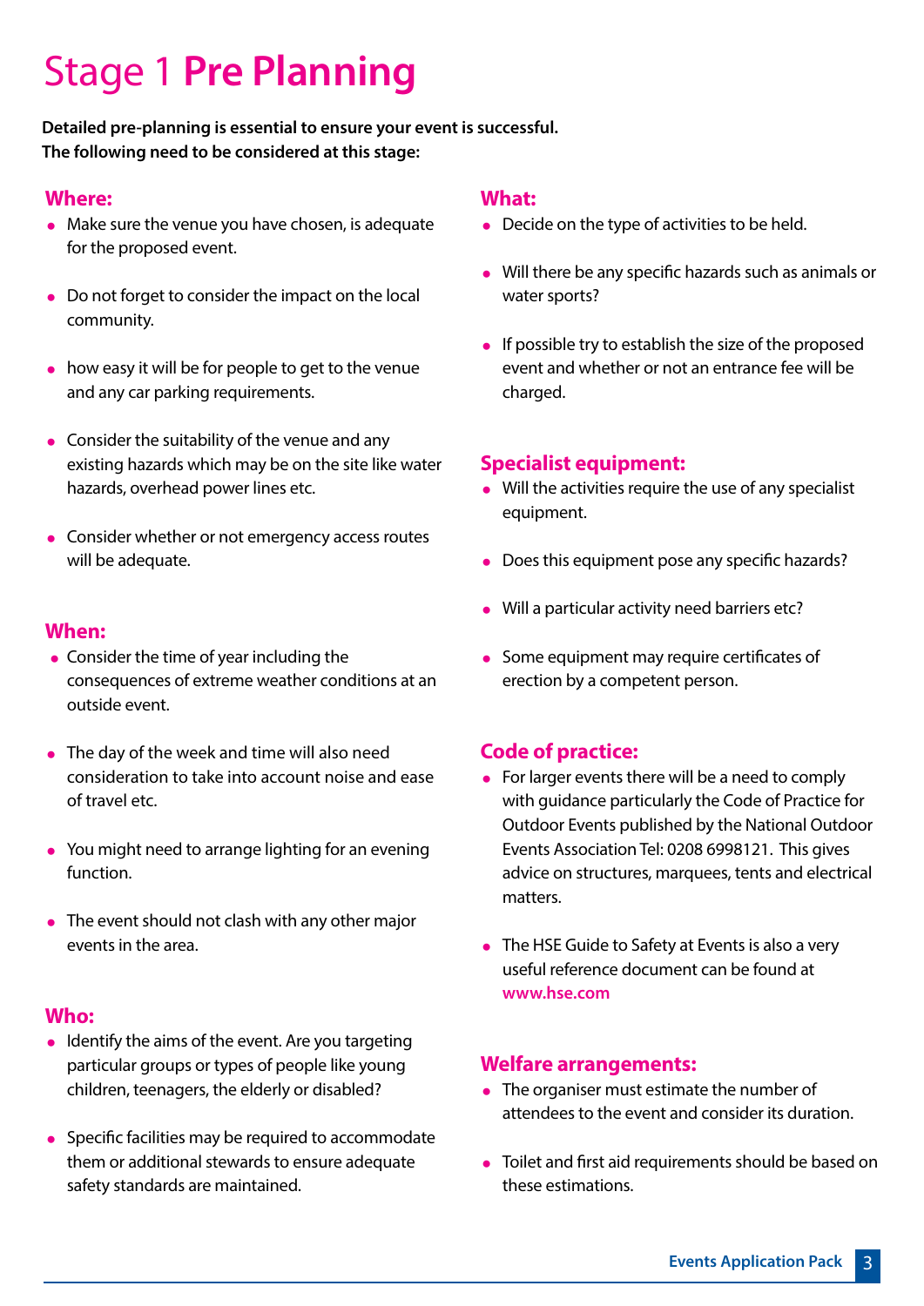# Stage 1 **Pre Planning**

**Detailed pre-planning is essential to ensure your event is successful.**
**The following need to be considered at this stage:**

## Where:

- Make sure the venue you have chosen, is adequate for the proposed event.
- Do not forget to consider the impact on the local community.
- how easy it will be for people to get to the venue and any car parking requirements.
- Consider the suitability of the venue and any existing hazards which may be on the site like water hazards, overhead power lines etc.
- Consider whether or not emergency access routes will be adequate.

## When:

- Consider the time of year including the consequences of extreme weather conditions at an outside event.
- The day of the week and time will also need consideration to take into account noise and ease of travel etc.
- You might need to arrange lighting for an evening function.
- The event should not clash with any other major events in the area.

## Who:

- Identify the aims of the event. Are you targeting particular groups or types of people like young children, teenagers, the elderly or disabled?
- Specific facilities may be required to accommodate them or additional stewards to ensure adequate safety standards are maintained.

## What:

- Decide on the type of activities to be held.
- Will there be any specific hazards such as animals or water sports?
- If possible try to establish the size of the proposed event and whether or not an entrance fee will be charged.

## Specialist equipment:

- Will the activities require the use of any specialist equipment.
- Does this equipment pose any specific hazards?
- Will a particular activity need barriers etc?
- Some equipment may require certificates of erection by a competent person.

## Code of practice:

- For larger events there will be a need to comply with guidance particularly the Code of Practice for Outdoor Events published by the National Outdoor Events Association Tel: 0208 6998121. This gives advice on structures, marquees, tents and electrical matters.
- The HSE Guide to Safety at Events is also a very useful reference document can be found at **www.hse.com**

## Welfare arrangements:

- The organiser must estimate the number of attendees to the event and consider its duration.
- Toilet and first aid requirements should be based on these estimations.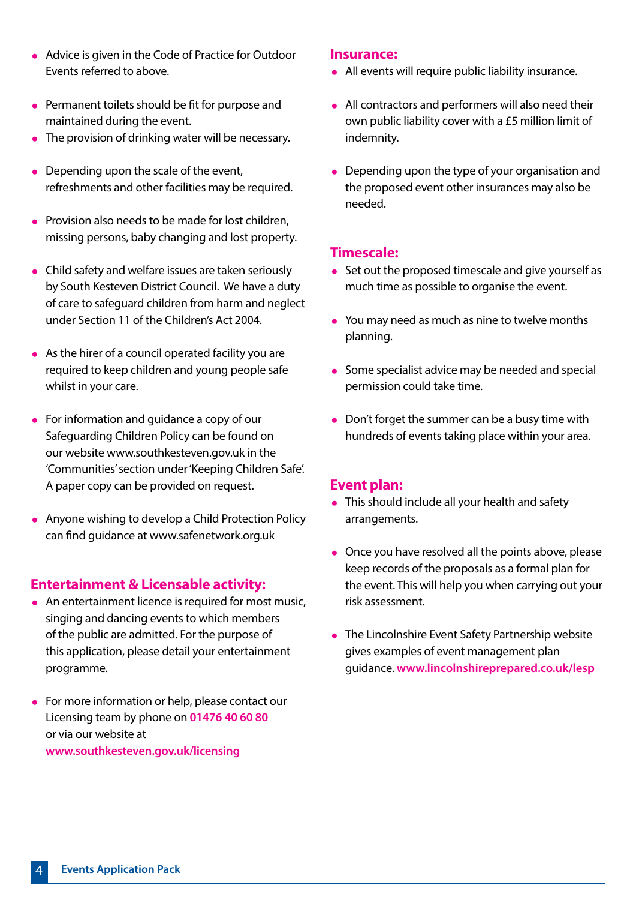- Advice is given in the Code of Practice for Outdoor Events referred to above.

- Permanent toilets should be fit for purpose and maintained during the event.
- The provision of drinking water will be necessary.

- Depending upon the scale of the event, refreshments and other facilities may be required.

- Provision also needs to be made for lost children, missing persons, baby changing and lost property.

- Child safety and welfare issues are taken seriously by South Kesteven District Council. We have a duty of care to safeguard children from harm and neglect under Section 11 of the Children's Act 2004.

- As the hirer of a council operated facility you are required to keep children and young people safe whilst in your care.

- For information and guidance a copy of our Safeguarding Children Policy can be found on our website www.southkesteven.gov.uk in the 'Communities' section under 'Keeping Children Safe'. A paper copy can be provided on request.

- Anyone wishing to develop a Child Protection Policy can find guidance at www.safenetwork.org.uk

## Entertainment & Licensable activity:

- An entertainment licence is required for most music, singing and dancing events to which members of the public are admitted. For the purpose of this application, please detail your entertainment programme.

- For more information or help, please contact our Licensing team by phone on **01476 40 60 80** or via our website at **www.southkesteven.gov.uk/licensing**

## Insurance:

- All events will require public liability insurance.

- All contractors and performers will also need their own public liability cover with a £5 million limit of indemnity.

- Depending upon the type of your organisation and the proposed event other insurances may also be needed.

## Timescale:

- Set out the proposed timescale and give yourself as much time as possible to organise the event.

- You may need as much as nine to twelve months planning.

- Some specialist advice may be needed and special permission could take time.

- Don't forget the summer can be a busy time with hundreds of events taking place within your area.

## Event plan:

- This should include all your health and safety arrangements.

- Once you have resolved all the points above, please keep records of the proposals as a formal plan for the event. This will help you when carrying out your risk assessment.

- The Lincolnshire Event Safety Partnership website gives examples of event management plan guidance. **www.lincolnshireprepared.co.uk/lesp**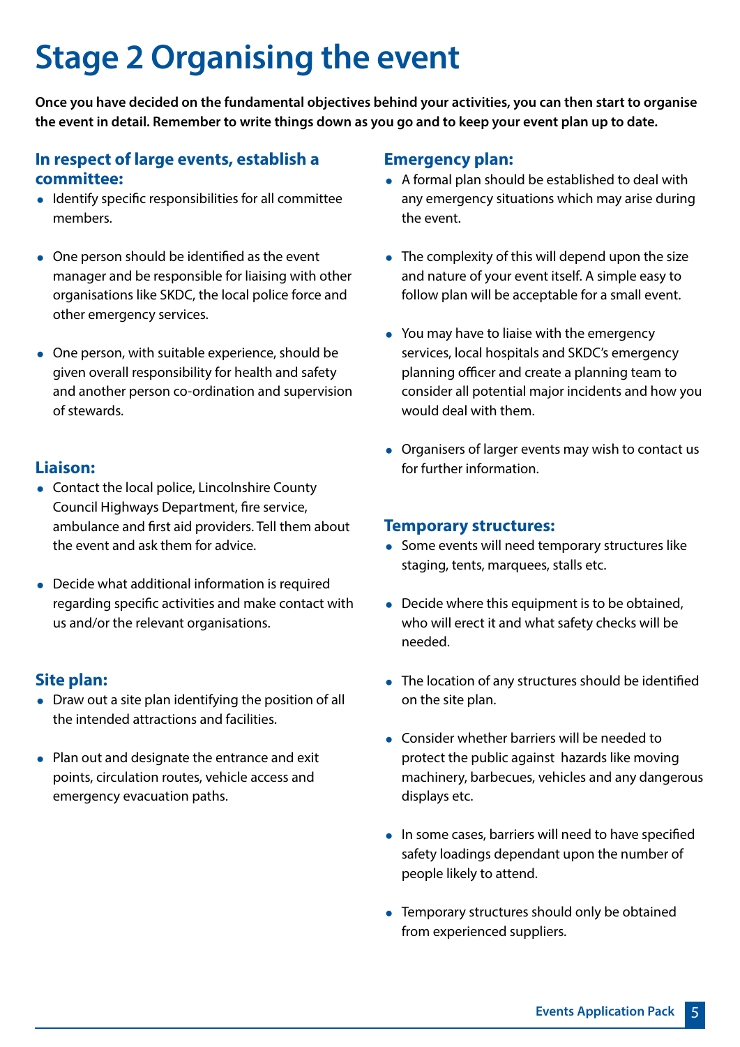# Stage 2 Organising the event

**Once you have decided on the fundamental objectives behind your activities, you can then start to organise the event in detail. Remember to write things down as you go and to keep your event plan up to date.**

### In respect of large events, establish a committee:

- Identify specific responsibilities for all committee members.
- One person should be identified as the event manager and be responsible for liaising with other organisations like SKDC, the local police force and other emergency services.
- One person, with suitable experience, should be given overall responsibility for health and safety and another person co-ordination and supervision of stewards.

### Liaison:

- Contact the local police, Lincolnshire County Council Highways Department, fire service, ambulance and first aid providers. Tell them about the event and ask them for advice.
- Decide what additional information is required regarding specific activities and make contact with us and/or the relevant organisations.

### Site plan:

- Draw out a site plan identifying the position of all the intended attractions and facilities.
- Plan out and designate the entrance and exit points, circulation routes, vehicle access and emergency evacuation paths.

### Emergency plan:

- A formal plan should be established to deal with any emergency situations which may arise during the event.
- The complexity of this will depend upon the size and nature of your event itself. A simple easy to follow plan will be acceptable for a small event.
- You may have to liaise with the emergency services, local hospitals and SKDC's emergency planning officer and create a planning team to consider all potential major incidents and how you would deal with them.
- Organisers of larger events may wish to contact us for further information.

### Temporary structures:

- Some events will need temporary structures like staging, tents, marquees, stalls etc.
- Decide where this equipment is to be obtained, who will erect it and what safety checks will be needed.
- The location of any structures should be identified on the site plan.
- Consider whether barriers will be needed to protect the public against hazards like moving machinery, barbecues, vehicles and any dangerous displays etc.
- In some cases, barriers will need to have specified safety loadings dependant upon the number of people likely to attend.
- Temporary structures should only be obtained from experienced suppliers.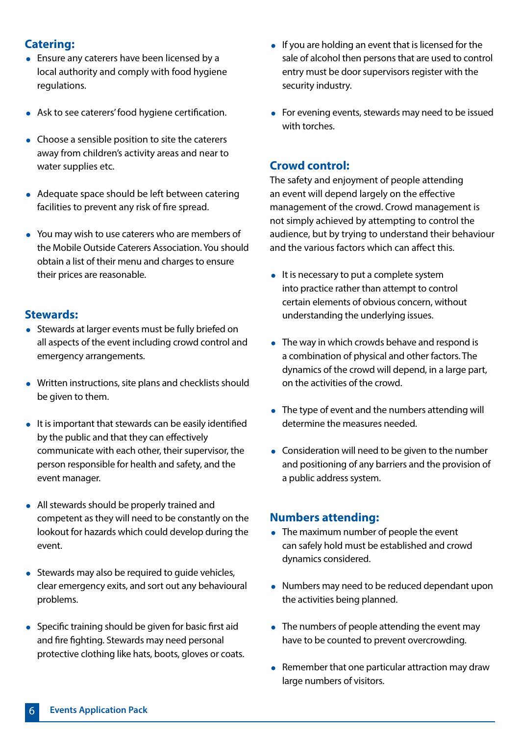## Catering:

- Ensure any caterers have been licensed by a local authority and comply with food hygiene regulations.
- Ask to see caterers' food hygiene certification.
- Choose a sensible position to site the caterers away from children's activity areas and near to water supplies etc.
- Adequate space should be left between catering facilities to prevent any risk of fire spread.
- You may wish to use caterers who are members of the Mobile Outside Caterers Association. You should obtain a list of their menu and charges to ensure their prices are reasonable.

## Stewards:

- Stewards at larger events must be fully briefed on all aspects of the event including crowd control and emergency arrangements.
- Written instructions, site plans and checklists should be given to them.
- It is important that stewards can be easily identified by the public and that they can effectively communicate with each other, their supervisor, the person responsible for health and safety, and the event manager.
- All stewards should be properly trained and competent as they will need to be constantly on the lookout for hazards which could develop during the event.
- Stewards may also be required to guide vehicles, clear emergency exits, and sort out any behavioural problems.
- Specific training should be given for basic first aid and fire fighting. Stewards may need personal protective clothing like hats, boots, gloves or coats.
- If you are holding an event that is licensed for the sale of alcohol then persons that are used to control entry must be door supervisors register with the security industry.
- For evening events, stewards may need to be issued with torches.

## Crowd control:

The safety and enjoyment of people attending an event will depend largely on the effective management of the crowd. Crowd management is not simply achieved by attempting to control the audience, but by trying to understand their behaviour and the various factors which can affect this.

- It is necessary to put a complete system into practice rather than attempt to control certain elements of obvious concern, without understanding the underlying issues.
- The way in which crowds behave and respond is a combination of physical and other factors. The dynamics of the crowd will depend, in a large part, on the activities of the crowd.
- The type of event and the numbers attending will determine the measures needed.
- Consideration will need to be given to the number and positioning of any barriers and the provision of a public address system.

## Numbers attending:

- The maximum number of people the event can safely hold must be established and crowd dynamics considered.
- Numbers may need to be reduced dependant upon the activities being planned.
- The numbers of people attending the event may have to be counted to prevent overcrowding.
- Remember that one particular attraction may draw large numbers of visitors.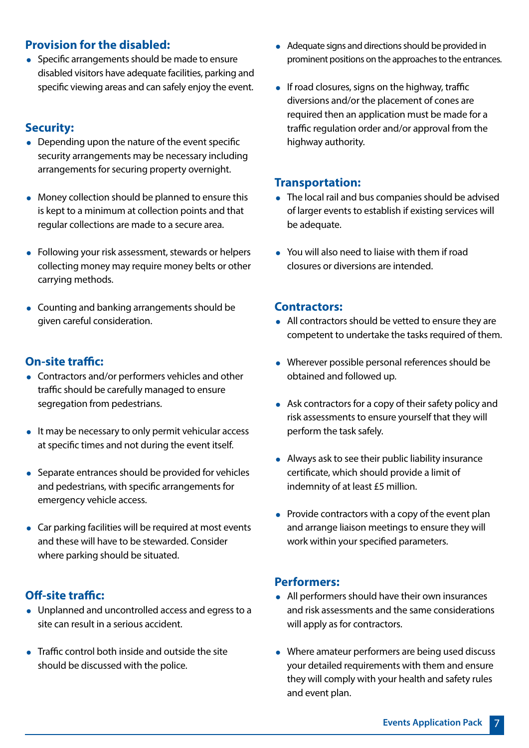## Provision for the disabled:

- Specific arrangements should be made to ensure disabled visitors have adequate facilities, parking and specific viewing areas and can safely enjoy the event.

## Security:

- Depending upon the nature of the event specific security arrangements may be necessary including arrangements for securing property overnight.
- Money collection should be planned to ensure this is kept to a minimum at collection points and that regular collections are made to a secure area.
- Following your risk assessment, stewards or helpers collecting money may require money belts or other carrying methods.
- Counting and banking arrangements should be given careful consideration.

## On-site traffic:

- Contractors and/or performers vehicles and other traffic should be carefully managed to ensure segregation from pedestrians.
- It may be necessary to only permit vehicular access at specific times and not during the event itself.
- Separate entrances should be provided for vehicles and pedestrians, with specific arrangements for emergency vehicle access.
- Car parking facilities will be required at most events and these will have to be stewarded. Consider where parking should be situated.

## Off-site traffic:

- Unplanned and uncontrolled access and egress to a site can result in a serious accident.
- Traffic control both inside and outside the site should be discussed with the police.
- Adequate signs and directions should be provided in prominent positions on the approaches to the entrances.
- If road closures, signs on the highway, traffic diversions and/or the placement of cones are required then an application must be made for a traffic regulation order and/or approval from the highway authority.

## Transportation:

- The local rail and bus companies should be advised of larger events to establish if existing services will be adequate.
- You will also need to liaise with them if road closures or diversions are intended.

## Contractors:

- All contractors should be vetted to ensure they are competent to undertake the tasks required of them.
- Wherever possible personal references should be obtained and followed up.
- Ask contractors for a copy of their safety policy and risk assessments to ensure yourself that they will perform the task safely.
- Always ask to see their public liability insurance certificate, which should provide a limit of indemnity of at least £5 million.
- Provide contractors with a copy of the event plan and arrange liaison meetings to ensure they will work within your specified parameters.

## Performers:

- All performers should have their own insurances and risk assessments and the same considerations will apply as for contractors.
- Where amateur performers are being used discuss your detailed requirements with them and ensure they will comply with your health and safety rules and event plan.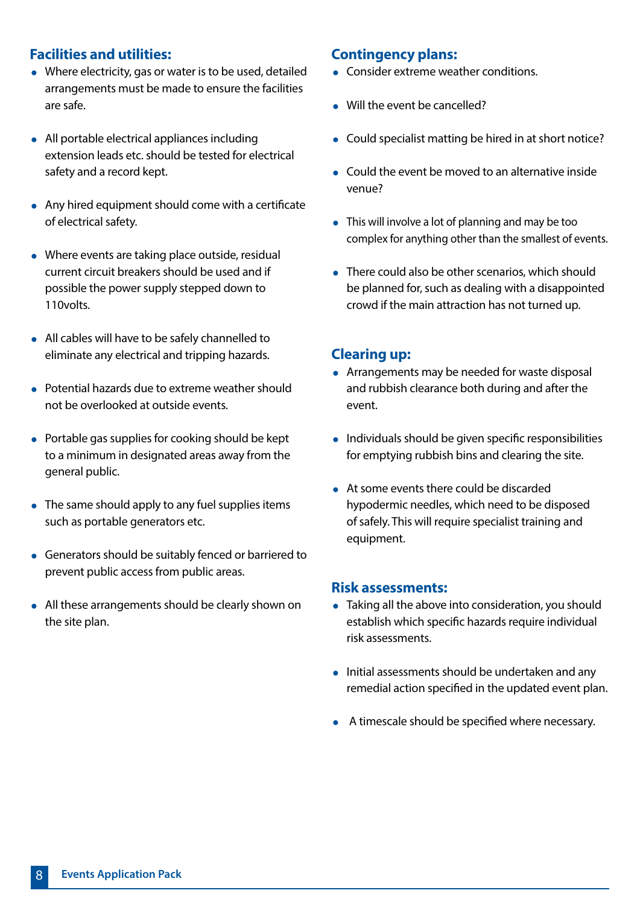## Facilities and utilities:

- Where electricity, gas or water is to be used, detailed arrangements must be made to ensure the facilities are safe.
- All portable electrical appliances including extension leads etc. should be tested for electrical safety and a record kept.
- Any hired equipment should come with a certificate of electrical safety.
- Where events are taking place outside, residual current circuit breakers should be used and if possible the power supply stepped down to 110volts.
- All cables will have to be safely channelled to eliminate any electrical and tripping hazards.
- Potential hazards due to extreme weather should not be overlooked at outside events.
- Portable gas supplies for cooking should be kept to a minimum in designated areas away from the general public.
- The same should apply to any fuel supplies items such as portable generators etc.
- Generators should be suitably fenced or barriered to prevent public access from public areas.
- All these arrangements should be clearly shown on the site plan.

## Contingency plans:

- Consider extreme weather conditions.
- Will the event be cancelled?
- Could specialist matting be hired in at short notice?
- Could the event be moved to an alternative inside venue?
- This will involve a lot of planning and may be too complex for anything other than the smallest of events.
- There could also be other scenarios, which should be planned for, such as dealing with a disappointed crowd if the main attraction has not turned up.

## Clearing up:

- Arrangements may be needed for waste disposal and rubbish clearance both during and after the event.
- Individuals should be given specific responsibilities for emptying rubbish bins and clearing the site.
- At some events there could be discarded hypodermic needles, which need to be disposed of safely. This will require specialist training and equipment.

## Risk assessments:

- Taking all the above into consideration, you should establish which specific hazards require individual risk assessments.
- Initial assessments should be undertaken and any remedial action specified in the updated event plan.
- A timescale should be specified where necessary.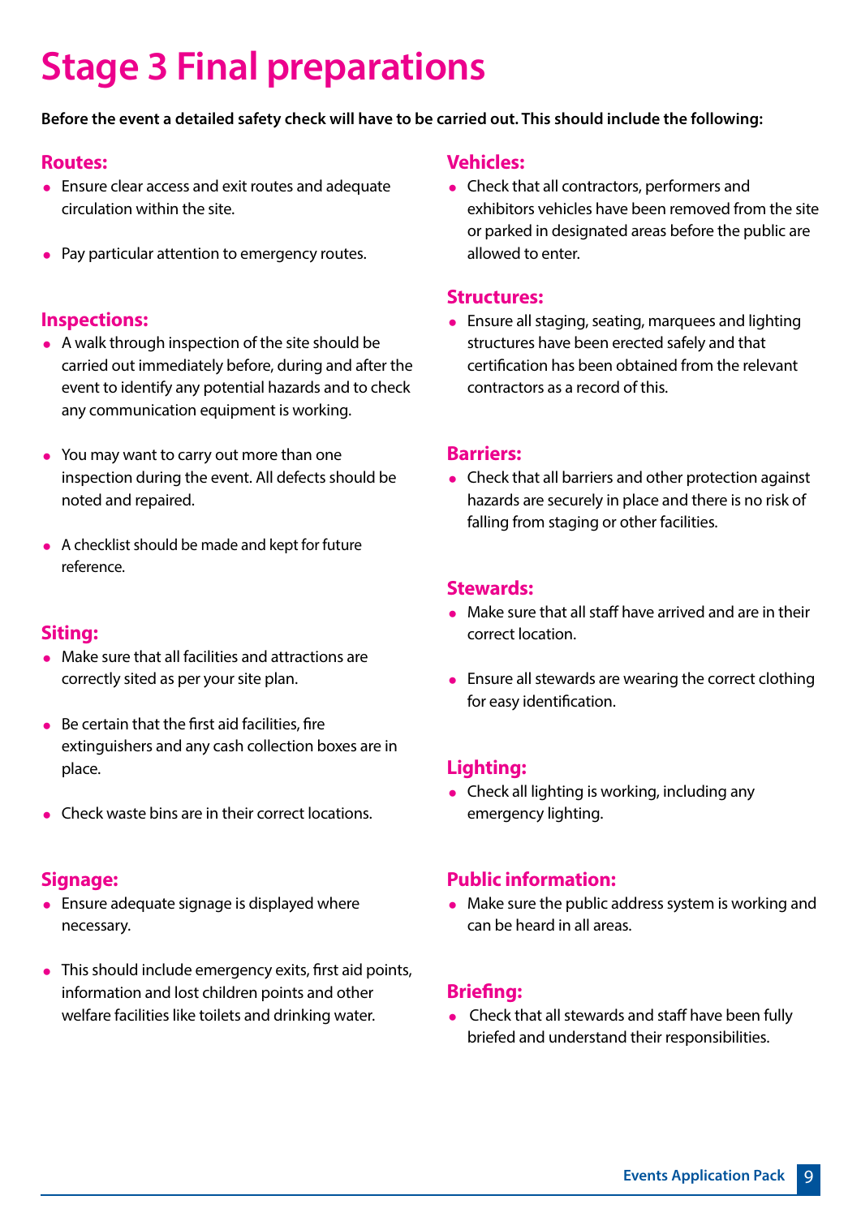# Stage 3 Final preparations

**Before the event a detailed safety check will have to be carried out. This should include the following:**

## Routes:

- Ensure clear access and exit routes and adequate circulation within the site.
- Pay particular attention to emergency routes.

## Inspections:

- A walk through inspection of the site should be carried out immediately before, during and after the event to identify any potential hazards and to check any communication equipment is working.
- You may want to carry out more than one inspection during the event. All defects should be noted and repaired.
- A checklist should be made and kept for future reference.

## Siting:

- Make sure that all facilities and attractions are correctly sited as per your site plan.
- Be certain that the first aid facilities, fire extinguishers and any cash collection boxes are in place.
- Check waste bins are in their correct locations.

## Signage:

- Ensure adequate signage is displayed where necessary.
- This should include emergency exits, first aid points, information and lost children points and other welfare facilities like toilets and drinking water.

## Vehicles:

- Check that all contractors, performers and exhibitors vehicles have been removed from the site or parked in designated areas before the public are allowed to enter.

## Structures:

- Ensure all staging, seating, marquees and lighting structures have been erected safely and that certification has been obtained from the relevant contractors as a record of this.

## Barriers:

- Check that all barriers and other protection against hazards are securely in place and there is no risk of falling from staging or other facilities.

## Stewards:

- Make sure that all staff have arrived and are in their correct location.
- Ensure all stewards are wearing the correct clothing for easy identification.

## Lighting:

- Check all lighting is working, including any emergency lighting.

## Public information:

- Make sure the public address system is working and can be heard in all areas.

## Briefing:

- Check that all stewards and staff have been fully briefed and understand their responsibilities.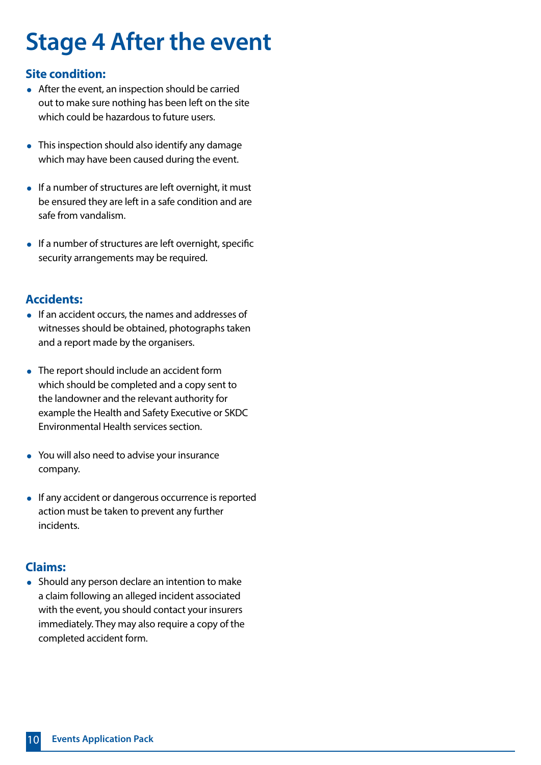# Stage 4 After the event

### Site condition:

- After the event, an inspection should be carried out to make sure nothing has been left on the site which could be hazardous to future users.
- This inspection should also identify any damage which may have been caused during the event.
- If a number of structures are left overnight, it must be ensured they are left in a safe condition and are safe from vandalism.
- If a number of structures are left overnight, specific security arrangements may be required.

### Accidents:

- If an accident occurs, the names and addresses of witnesses should be obtained, photographs taken and a report made by the organisers.
- The report should include an accident form which should be completed and a copy sent to the landowner and the relevant authority for example the Health and Safety Executive or SKDC Environmental Health services section.
- You will also need to advise your insurance company.
- If any accident or dangerous occurrence is reported action must be taken to prevent any further incidents.

### Claims:

- Should any person declare an intention to make a claim following an alleged incident associated with the event, you should contact your insurers immediately. They may also require a copy of the completed accident form.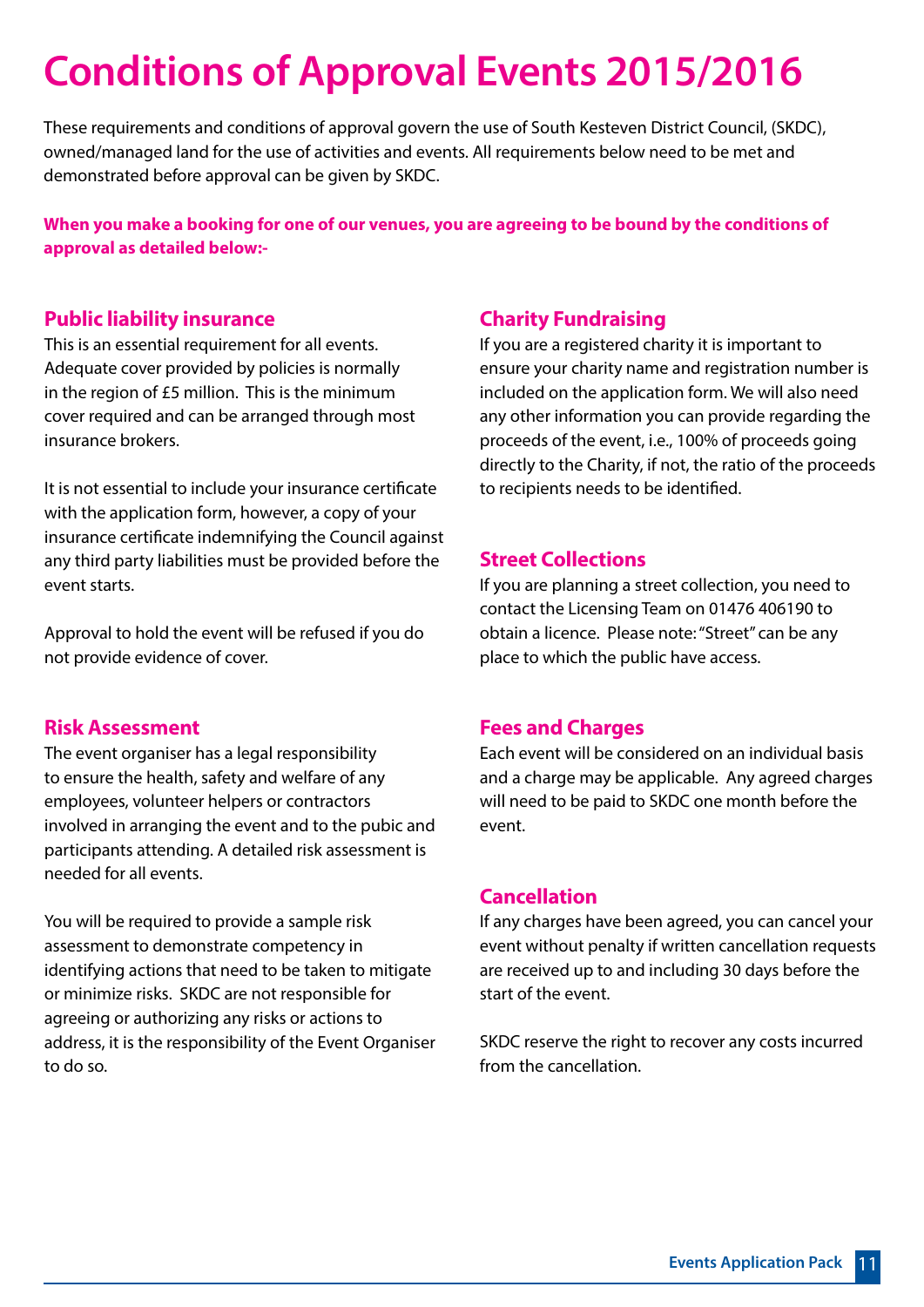# Conditions of Approval Events 2015/2016

These requirements and conditions of approval govern the use of South Kesteven District Council, (SKDC), owned/managed land for the use of activities and events. All requirements below need to be met and demonstrated before approval can be given by SKDC.

**When you make a booking for one of our venues, you are agreeing to be bound by the conditions of approval as detailed below:-**

## Public liability insurance

This is an essential requirement for all events. Adequate cover provided by policies is normally in the region of £5 million. This is the minimum cover required and can be arranged through most insurance brokers.

It is not essential to include your insurance certificate with the application form, however, a copy of your insurance certificate indemnifying the Council against any third party liabilities must be provided before the event starts.

Approval to hold the event will be refused if you do not provide evidence of cover.

## Risk Assessment

The event organiser has a legal responsibility to ensure the health, safety and welfare of any employees, volunteer helpers or contractors involved in arranging the event and to the pubic and participants attending. A detailed risk assessment is needed for all events.

You will be required to provide a sample risk assessment to demonstrate competency in identifying actions that need to be taken to mitigate or minimize risks. SKDC are not responsible for agreeing or authorizing any risks or actions to address, it is the responsibility of the Event Organiser to do so.

## Charity Fundraising

If you are a registered charity it is important to ensure your charity name and registration number is included on the application form. We will also need any other information you can provide regarding the proceeds of the event, i.e., 100% of proceeds going directly to the Charity, if not, the ratio of the proceeds to recipients needs to be identified.

## Street Collections

If you are planning a street collection, you need to contact the Licensing Team on 01476 406190 to obtain a licence. Please note: "Street" can be any place to which the public have access.

## Fees and Charges

Each event will be considered on an individual basis and a charge may be applicable. Any agreed charges will need to be paid to SKDC one month before the event.

## Cancellation

If any charges have been agreed, you can cancel your event without penalty if written cancellation requests are received up to and including 30 days before the start of the event.

SKDC reserve the right to recover any costs incurred from the cancellation.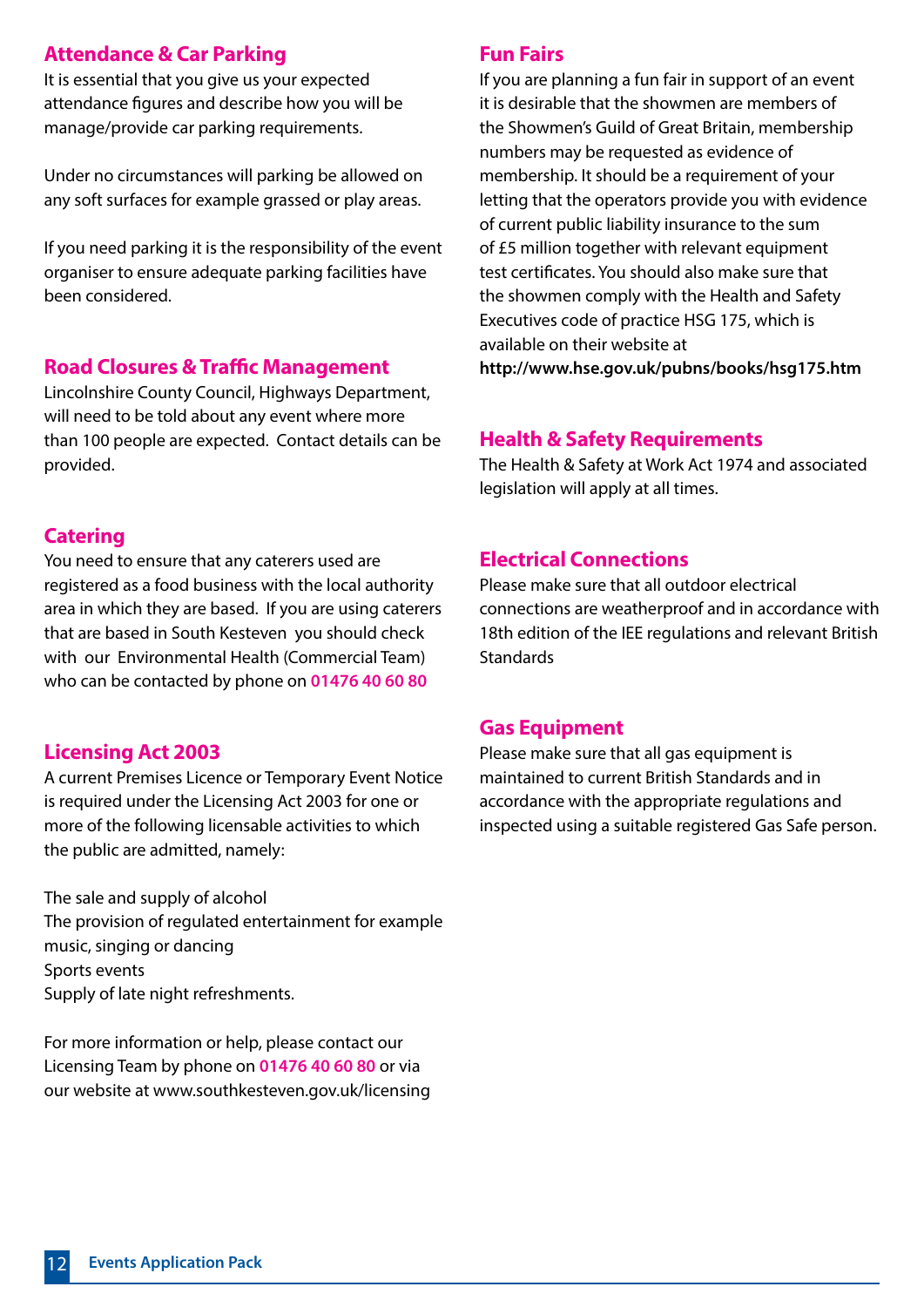## Attendance & Car Parking

It is essential that you give us your expected attendance figures and describe how you will be manage/provide car parking requirements.

Under no circumstances will parking be allowed on any soft surfaces for example grassed or play areas.

If you need parking it is the responsibility of the event organiser to ensure adequate parking facilities have been considered.

## Road Closures & Traffic Management

Lincolnshire County Council, Highways Department, will need to be told about any event where more than 100 people are expected. Contact details can be provided.

## Catering

You need to ensure that any caterers used are registered as a food business with the local authority area in which they are based. If you are using caterers that are based in South Kesteven you should check with our Environmental Health (Commercial Team) who can be contacted by phone on **01476 40 60 80**

## Licensing Act 2003

A current Premises Licence or Temporary Event Notice is required under the Licensing Act 2003 for one or more of the following licensable activities to which the public are admitted, namely:

The sale and supply of alcohol
The provision of regulated entertainment for example music, singing or dancing
Sports events
Supply of late night refreshments.

For more information or help, please contact our Licensing Team by phone on **01476 40 60 80** or via our website at www.southkesteven.gov.uk/licensing

## Fun Fairs

If you are planning a fun fair in support of an event it is desirable that the showmen are members of the Showmen's Guild of Great Britain, membership numbers may be requested as evidence of membership. It should be a requirement of your letting that the operators provide you with evidence of current public liability insurance to the sum of £5 million together with relevant equipment test certificates. You should also make sure that the showmen comply with the Health and Safety Executives code of practice HSG 175, which is available on their website at **http://www.hse.gov.uk/pubns/books/hsg175.htm**

## Health & Safety Requirements

The Health & Safety at Work Act 1974 and associated legislation will apply at all times.

## Electrical Connections

Please make sure that all outdoor electrical connections are weatherproof and in accordance with 18th edition of the IEE regulations and relevant British Standards

## Gas Equipment

Please make sure that all gas equipment is maintained to current British Standards and in accordance with the appropriate regulations and inspected using a suitable registered Gas Safe person.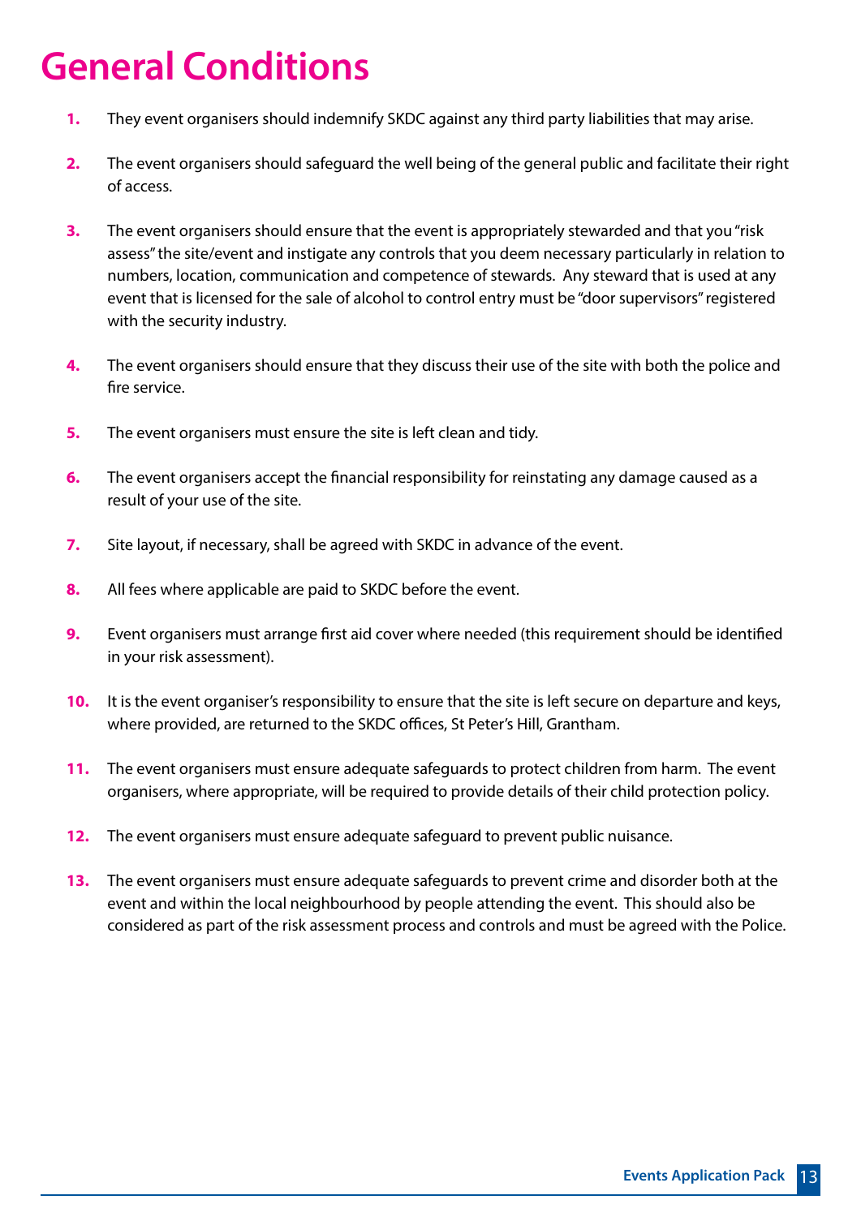# General Conditions

1. They event organisers should indemnify SKDC against any third party liabilities that may arise.
2. The event organisers should safeguard the well being of the general public and facilitate their right of access.
3. The event organisers should ensure that the event is appropriately stewarded and that you "risk assess" the site/event and instigate any controls that you deem necessary particularly in relation to numbers, location, communication and competence of stewards. Any steward that is used at any event that is licensed for the sale of alcohol to control entry must be "door supervisors" registered with the security industry.
4. The event organisers should ensure that they discuss their use of the site with both the police and fire service.
5. The event organisers must ensure the site is left clean and tidy.
6. The event organisers accept the financial responsibility for reinstating any damage caused as a result of your use of the site.
7. Site layout, if necessary, shall be agreed with SKDC in advance of the event.
8. All fees where applicable are paid to SKDC before the event.
9. Event organisers must arrange first aid cover where needed (this requirement should be identified in your risk assessment).
10. It is the event organiser's responsibility to ensure that the site is left secure on departure and keys, where provided, are returned to the SKDC offices, St Peter's Hill, Grantham.
11. The event organisers must ensure adequate safeguards to protect children from harm. The event organisers, where appropriate, will be required to provide details of their child protection policy.
12. The event organisers must ensure adequate safeguard to prevent public nuisance.
13. The event organisers must ensure adequate safeguards to prevent crime and disorder both at the event and within the local neighbourhood by people attending the event. This should also be considered as part of the risk assessment process and controls and must be agreed with the Police.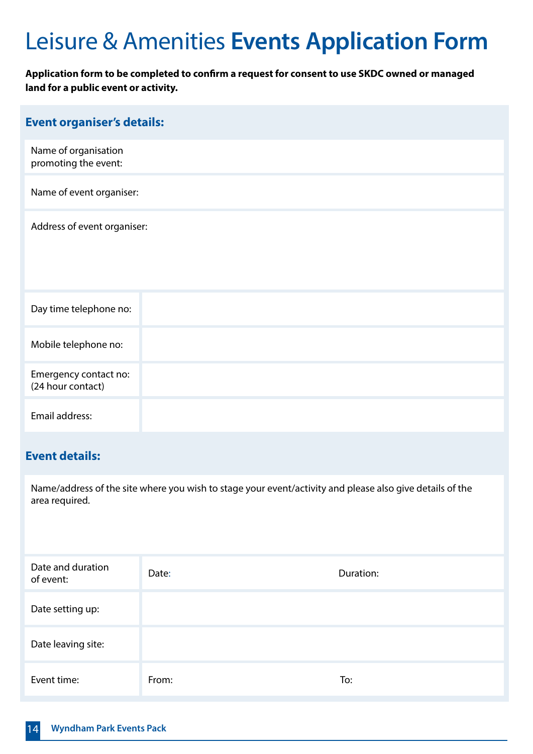# Leisure & Amenities **Events Application Form**

**Application form to be completed to confirm a request for consent to use SKDC owned or managed land for a public event or activity.**

## Event organiser's details:

| | |
|---|---|
| Name of organisation promoting the event: | |
| Name of event organiser: | |
| Address of event organiser: | |
| Day time telephone no: | |
| Mobile telephone no: | |
| Emergency contact no: (24 hour contact) | |
| Email address: | |

## Event details:

Name/address of the site where you wish to stage your event/activity and please also give details of the area required.

| | | |
|---|---|---|
| Date and duration of event: | Date: | Duration: |
| Date setting up: | | |
| Date leaving site: | | |
| Event time: | From: | To: |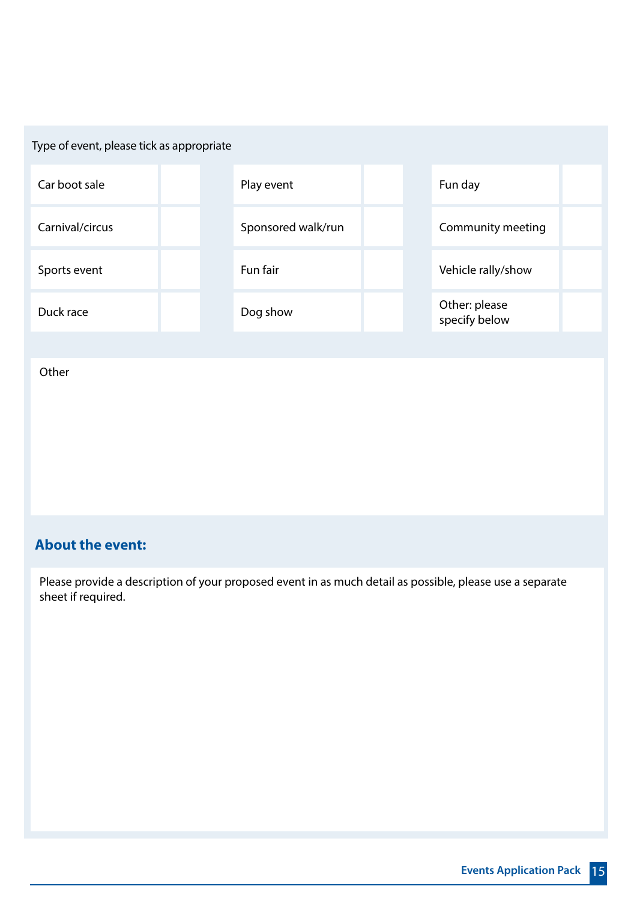Type of event, please tick as appropriate

| | | | | | |
|---|---|---|---|---|---|
| Car boot sale | | Play event | | Fun day | |
| Carnival/circus | | Sponsored walk/run | | Community meeting | |
| Sports event | | Fun fair | | Vehicle rally/show | |
| Duck race | | Dog show | | Other: please specify below | |

Other

## About the event:

Please provide a description of your proposed event in as much detail as possible, please use a separate sheet if required.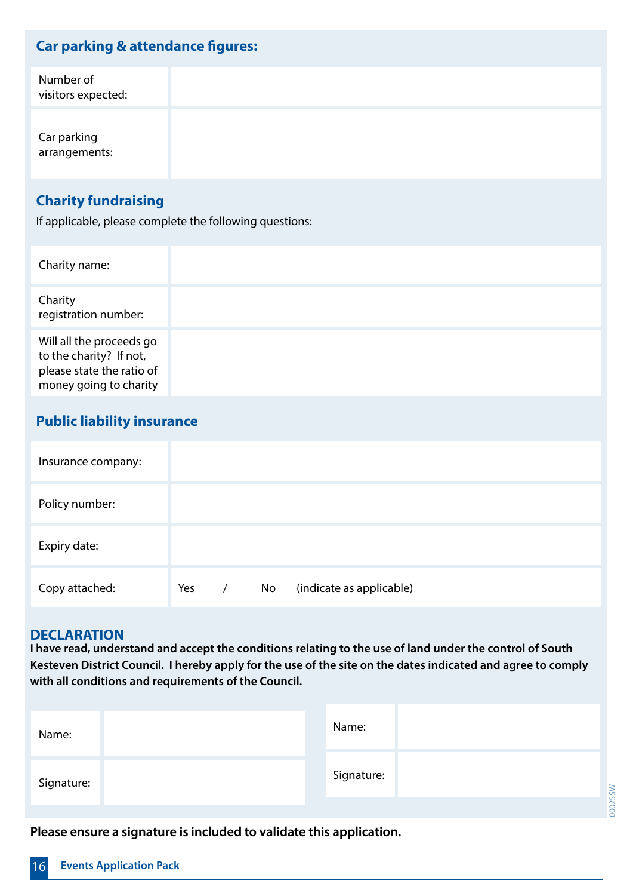## Car parking & attendance figures:

| | |
|---|---|
| Number of visitors expected: | |
| Car parking arrangements: | |

## Charity fundraising

If applicable, please complete the following questions:

| | |
|---|---|
| Charity name: | |
| Charity registration number: | |
| Will all the proceeds go to the charity? If not, please state the ratio of money going to charity | |

## Public liability insurance

| | |
|---|---|
| Insurance company: | |
| Policy number: | |
| Expiry date: | |
| Copy attached: | Yes / No (indicate as applicable) |

## DECLARATION

**I have read, understand and accept the conditions relating to the use of land under the control of South Kesteven District Council. I hereby apply for the use of the site on the dates indicated and agree to comply with all conditions and requirements of the Council.**

| | | | |
|---|---|---|---|
| Name: | | Name: | |
| Signature: | | Signature: | |

00025SW

**Please ensure a signature is included to validate this application.**

Events Application Pack